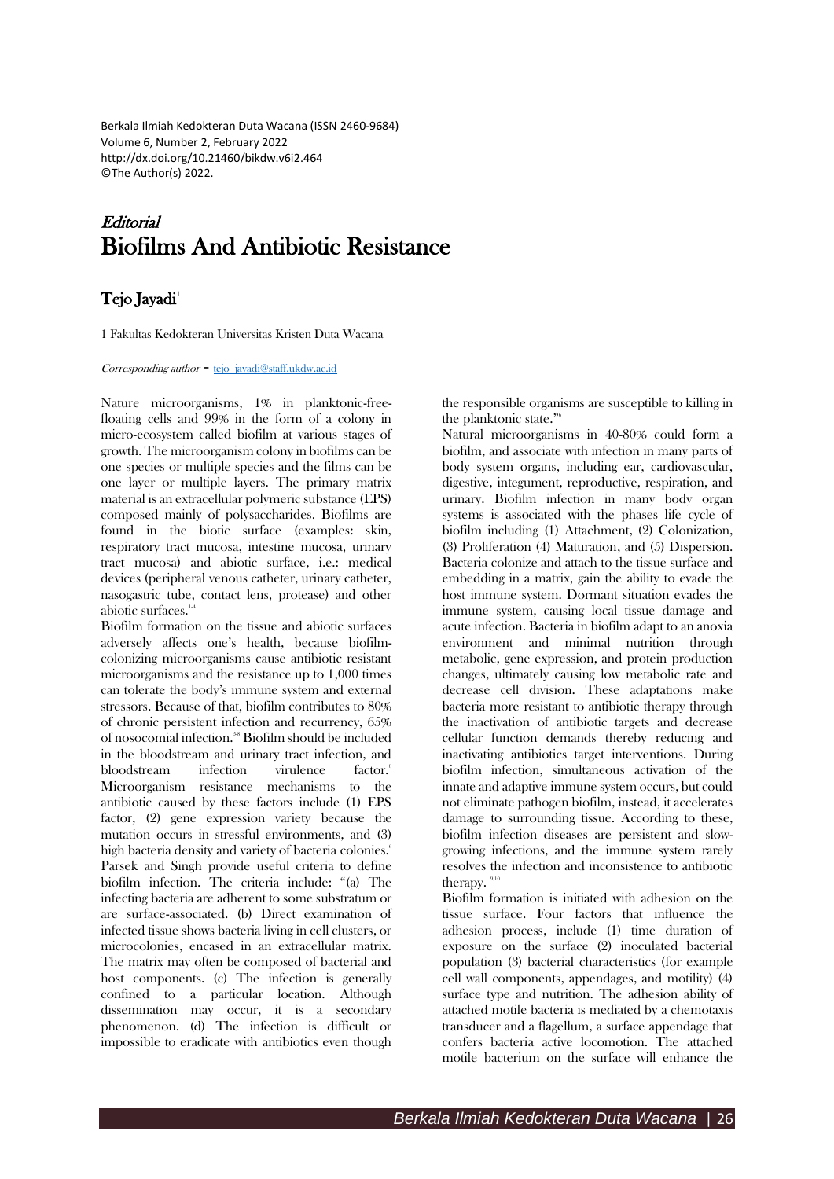Berkala Ilmiah Kedokteran Duta Wacana (ISSN 2460-9684)
Volume 6, Number 2, February 2022
http://dx.doi.org/10.21460/bikdw.v6i2.464
©The Author(s) 2022.

*Editorial*

# Biofilms And Antibiotic Resistance

## Tejo Jayadi[1]

1 Fakultas Kedokteran Universitas Kristen Duta Wacana

*Corresponding author* - tejo_jayadi@staff.ukdw.ac.id

Nature microorganisms, 1% in planktonic-free-floating cells and 99% in the form of a colony in micro-ecosystem called biofilm at various stages of growth. The microorganism colony in biofilms can be one species or multiple species and the films can be one layer or multiple layers. The primary matrix material is an extracellular polymeric substance (EPS) composed mainly of polysaccharides. Biofilms are found in the biotic surface (examples: skin, respiratory tract mucosa, intestine mucosa, urinary tract mucosa) and abiotic surface, i.e.: medical devices (peripheral venous catheter, urinary catheter, nasogastric tube, contact lens, protease) and other abiotic surfaces.[1-4]

Biofilm formation on the tissue and abiotic surfaces adversely affects one's health, because biofilm-colonizing microorganisms cause antibiotic resistant microorganisms and the resistance up to 1,000 times can tolerate the body's immune system and external stressors. Because of that, biofilm contributes to 80% of chronic persistent infection and recurrency, 65% of nosocomial infection.[5-8] Biofilm should be included in the bloodstream and urinary tract infection, and bloodstream infection virulence factor.[8] Microorganism resistance mechanisms to the antibiotic caused by these factors include (1) EPS factor, (2) gene expression variety because the mutation occurs in stressful environments, and (3) high bacteria density and variety of bacteria colonies.[6] Parsek and Singh provide useful criteria to define biofilm infection. The criteria include: "(a) The infecting bacteria are adherent to some substratum or are surface-associated. (b) Direct examination of infected tissue shows bacteria living in cell clusters, or microcolonies, encased in an extracellular matrix. The matrix may often be composed of bacterial and host components. (c) The infection is generally confined to a particular location. Although dissemination may occur, it is a secondary phenomenon. (d) The infection is difficult or impossible to eradicate with antibiotics even though the responsible organisms are susceptible to killing in the planktonic state."[6]

Natural microorganisms in 40-80% could form a biofilm, and associate with infection in many parts of body system organs, including ear, cardiovascular, digestive, integument, reproductive, respiration, and urinary. Biofilm infection in many body organ systems is associated with the phases life cycle of biofilm including (1) Attachment, (2) Colonization, (3) Proliferation (4) Maturation, and (5) Dispersion. Bacteria colonize and attach to the tissue surface and embedding in a matrix, gain the ability to evade the host immune system. Dormant situation evades the immune system, causing local tissue damage and acute infection. Bacteria in biofilm adapt to an anoxia environment and minimal nutrition through metabolic, gene expression, and protein production changes, ultimately causing low metabolic rate and decrease cell division. These adaptations make bacteria more resistant to antibiotic therapy through the inactivation of antibiotic targets and decrease cellular function demands thereby reducing and inactivating antibiotics target interventions. During biofilm infection, simultaneous activation of the innate and adaptive immune system occurs, but could not eliminate pathogen biofilm, instead, it accelerates damage to surrounding tissue. According to these, biofilm infection diseases are persistent and slow-growing infections, and the immune system rarely resolves the infection and inconsistence to antibiotic therapy.[9,10]

Biofilm formation is initiated with adhesion on the tissue surface. Four factors that influence the adhesion process, include (1) time duration of exposure on the surface (2) inoculated bacterial population (3) bacterial characteristics (for example cell wall components, appendages, and motility) (4) surface type and nutrition. The adhesion ability of attached motile bacteria is mediated by a chemotaxis transducer and a flagellum, a surface appendage that confers bacteria active locomotion. The attached motile bacterium on the surface will enhance the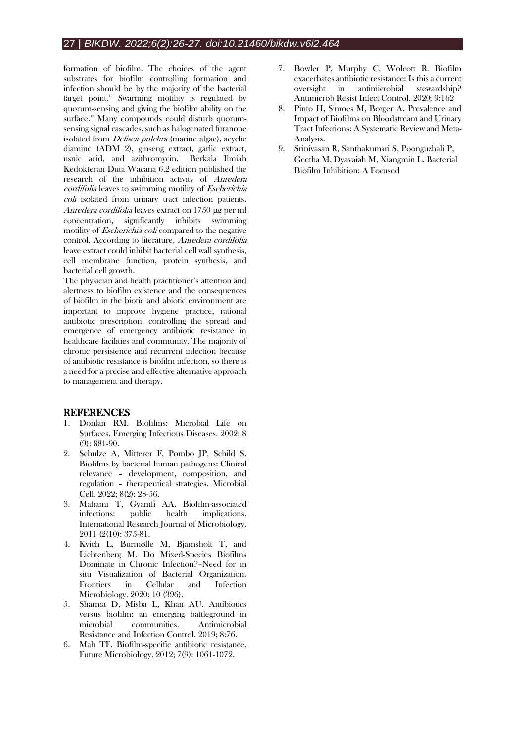formation of biofilm. The choices of the agent substrates for biofilm controlling formation and infection should be by the majority of the bacterial target point.[11] Swarming motility is regulated by quorum-sensing and giving the biofilm ability on the surface.[12] Many compounds could disturb quorum-sensing signal cascades, such as halogenated furanone isolated from *Delisea pulchra* (marine algae), acyclic diamine (ADM 2), ginseng extract, garlic extract, usnic acid, and azithromycin.[5] Berkala Ilmiah Kedokteran Duta Wacana 6.2 edition published the research of the inhibition activity of *Anredera cordifolia* leaves to swimming motility of *Escherichia coli* isolated from urinary tract infection patients. *Anredera cordifolia* leaves extract on 1750 µg per ml concentration, significantly inhibits swimming motility of *Escherichia coli* compared to the negative control. According to literature, *Anredera cordifolia* leave extract could inhibit bacterial cell wall synthesis, cell membrane function, protein synthesis, and bacterial cell growth.

The physician and health practitioner's attention and alertness to biofilm existence and the consequences of biofilm in the biotic and abiotic environment are important to improve hygiene practice, rational antibiotic prescription, controlling the spread and emergence of emergency antibiotic resistance in healthcare facilities and community. The majority of chronic persistence and recurrent infection because of antibiotic resistance is biofilm infection, so there is a need for a precise and effective alternative approach to management and therapy.

## REFERENCES

1. Donlan RM. Biofilms: Microbial Life on Surfaces. Emerging Infectious Diseases. 2002; 8 (9): 881-90.
2. Schulze A, Mitterer F, Pombo JP, Schild S. Biofilms by bacterial human pathogens: Clinical relevance – development, composition, and regulation – therapeutical strategies. Microbial Cell. 2022; 8(2): 28-56.
3. Mahami T, Gyamfi AA. Biofilm-associated infections: public health implications. International Research Journal of Microbiology. 2011 (2(10): 375-81.
4. Kvich L, Burmølle M, Bjarnsholt T, and Lichtenberg M. Do Mixed-Species Biofilms Dominate in Chronic Infection?–Need for in situ Visualization of Bacterial Organization. Frontiers in Cellular and Infection Microbiology. 2020; 10 (396).
5. Sharma D, Misba L, Khan AU. Antibiotics versus biofilm: an emerging battleground in microbial communities. Antimicrobial Resistance and Infection Control. 2019; 8:76.
6. Mah TF. Biofilm-specific antibiotic resistance. Future Microbiology. 2012; 7(9): 1061-1072.
7. Bowler P, Murphy C, Wolcott R. Biofilm exacerbates antibiotic resistance: Is this a current oversight in antimicrobial stewardship? Antimicrob Resist Infect Control. 2020; 9:162
8. Pinto H, Simoes M, Borger A. Prevalence and Impact of Biofilms on Bloodstream and Urinary Tract Infections: A Systematic Review and Meta-Analysis.
9. Srinivasan R, Santhakumari S, Poonguzhali P, Geetha M, Dyavaiah M, Xiangmin L. Bacterial Biofilm Inhibition: A Focused